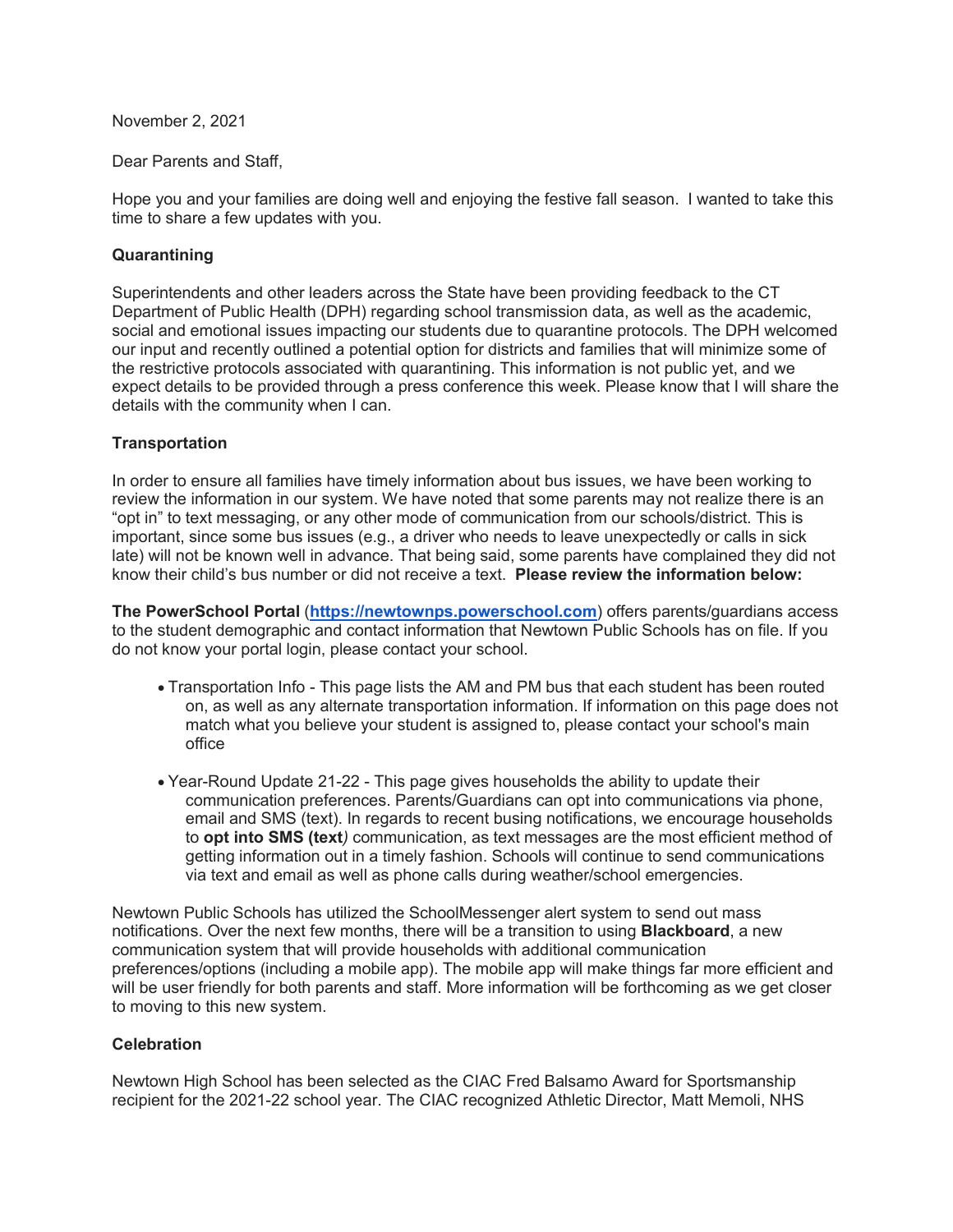November 2, 2021

Dear Parents and Staff,

Hope you and your families are doing well and enjoying the festive fall season. I wanted to take this time to share a few updates with you.

**Quarantining**

Superintendents and other leaders across the State have been providing feedback to the CT Department of Public Health (DPH) regarding school transmission data, as well as the academic, social and emotional issues impacting our students due to quarantine protocols. The DPH welcomed our input and recently outlined a potential option for districts and families that will minimize some of the restrictive protocols associated with quarantining. This information is not public yet, and we expect details to be provided through a press conference this week. Please know that I will share the details with the community when I can.

**Transportation**

In order to ensure all families have timely information about bus issues, we have been working to review the information in our system. We have noted that some parents may not realize there is an "opt in" to text messaging, or any other mode of communication from our schools/district. This is important, since some bus issues (e.g., a driver who needs to leave unexpectedly or calls in sick late) will not be known well in advance. That being said, some parents have complained they did not know their child's bus number or did not receive a text. **Please review the information below:**

**The PowerSchool Portal** ([https://newtownps.powerschool.com](https://newtownps.powerschool.com)) offers parents/guardians access to the student demographic and contact information that Newtown Public Schools has on file. If you do not know your portal login, please contact your school.

- Transportation Info - This page lists the AM and PM bus that each student has been routed on, as well as any alternate transportation information. If information on this page does not match what you believe your student is assigned to, please contact your school's main office
- Year-Round Update 21-22 - This page gives households the ability to update their communication preferences. Parents/Guardians can opt into communications via phone, email and SMS (text). In regards to recent busing notifications, we encourage households to **opt into SMS (text***)* communication, as text messages are the most efficient method of getting information out in a timely fashion. Schools will continue to send communications via text and email as well as phone calls during weather/school emergencies.

Newtown Public Schools has utilized the SchoolMessenger alert system to send out mass notifications. Over the next few months, there will be a transition to using **Blackboard**, a new communication system that will provide households with additional communication preferences/options (including a mobile app). The mobile app will make things far more efficient and will be user friendly for both parents and staff. More information will be forthcoming as we get closer to moving to this new system.

**Celebration**

Newtown High School has been selected as the CIAC Fred Balsamo Award for Sportsmanship recipient for the 2021-22 school year. The CIAC recognized Athletic Director, Matt Memoli, NHS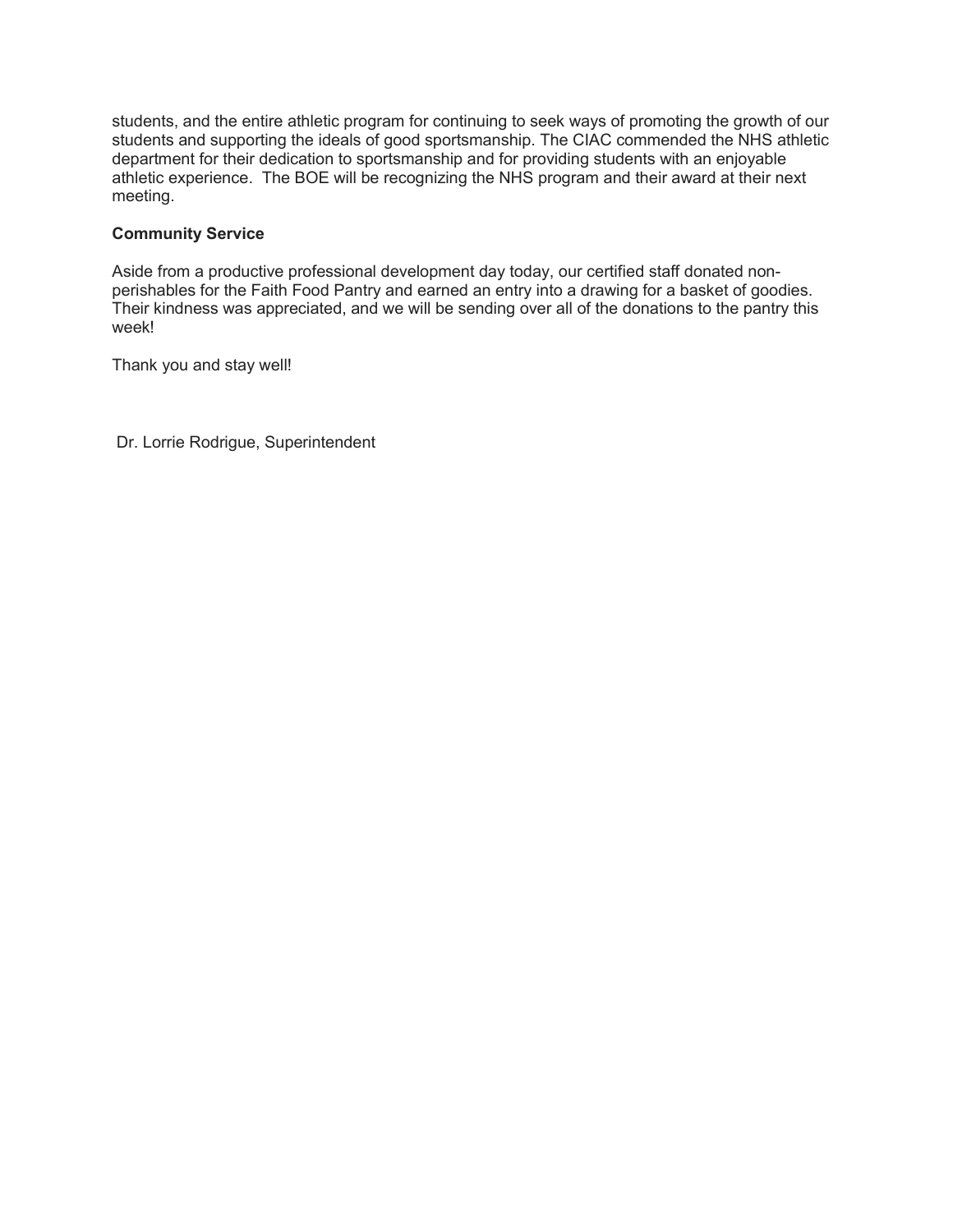students, and the entire athletic program for continuing to seek ways of promoting the growth of our students and supporting the ideals of good sportsmanship. The CIAC commended the NHS athletic department for their dedication to sportsmanship and for providing students with an enjoyable athletic experience. The BOE will be recognizing the NHS program and their award at their next meeting.

**Community Service**

Aside from a productive professional development day today, our certified staff donated non-perishables for the Faith Food Pantry and earned an entry into a drawing for a basket of goodies. Their kindness was appreciated, and we will be sending over all of the donations to the pantry this week!

Thank you and stay well!

Dr. Lorrie Rodrigue, Superintendent